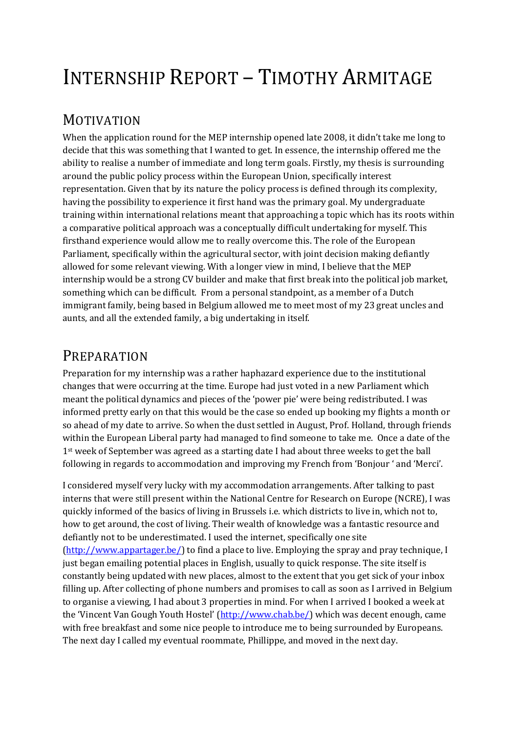# Internship Report – Timothy Armitage

## Motivation

When the application round for the MEP internship opened late 2008, it didn't take me long to decide that this was something that I wanted to get. In essence, the internship offered me the ability to realise a number of immediate and long term goals. Firstly, my thesis is surrounding around the public policy process within the European Union, specifically interest representation. Given that by its nature the policy process is defined through its complexity, having the possibility to experience it first hand was the primary goal. My undergraduate training within international relations meant that approaching a topic which has its roots within a comparative political approach was a conceptually difficult undertaking for myself. This firsthand experience would allow me to really overcome this. The role of the European Parliament, specifically within the agricultural sector, with joint decision making defiantly allowed for some relevant viewing. With a longer view in mind, I believe that the MEP internship would be a strong CV builder and make that first break into the political job market, something which can be difficult. From a personal standpoint, as a member of a Dutch immigrant family, being based in Belgium allowed me to meet most of my 23 great uncles and aunts, and all the extended family, a big undertaking in itself.

## Preparation

Preparation for my internship was a rather haphazard experience due to the institutional changes that were occurring at the time. Europe had just voted in a new Parliament which meant the political dynamics and pieces of the 'power pie' were being redistributed. I was informed pretty early on that this would be the case so ended up booking my flights a month or so ahead of my date to arrive. So when the dust settled in August, Prof. Holland, through friends within the European Liberal party had managed to find someone to take me. Once a date of the 1st week of September was agreed as a starting date I had about three weeks to get the ball following in regards to accommodation and improving my French from 'Bonjour ' and 'Merci'.

I considered myself very lucky with my accommodation arrangements. After talking to past interns that were still present within the National Centre for Research on Europe (NCRE), I was quickly informed of the basics of living in Brussels i.e. which districts to live in, which not to, how to get around, the cost of living. Their wealth of knowledge was a fantastic resource and defiantly not to be underestimated. I used the internet, specifically one site ([http://www.appartager.be/](http://www.appartager.be/)) to find a place to live. Employing the spray and pray technique, I just began emailing potential places in English, usually to quick response. The site itself is constantly being updated with new places, almost to the extent that you get sick of your inbox filling up. After collecting of phone numbers and promises to call as soon as I arrived in Belgium to organise a viewing, I had about 3 properties in mind. For when I arrived I booked a week at the 'Vincent Van Gough Youth Hostel' ([http://www.chab.be/](http://www.chab.be/)) which was decent enough, came with free breakfast and some nice people to introduce me to being surrounded by Europeans. The next day I called my eventual roommate, Phillippe, and moved in the next day.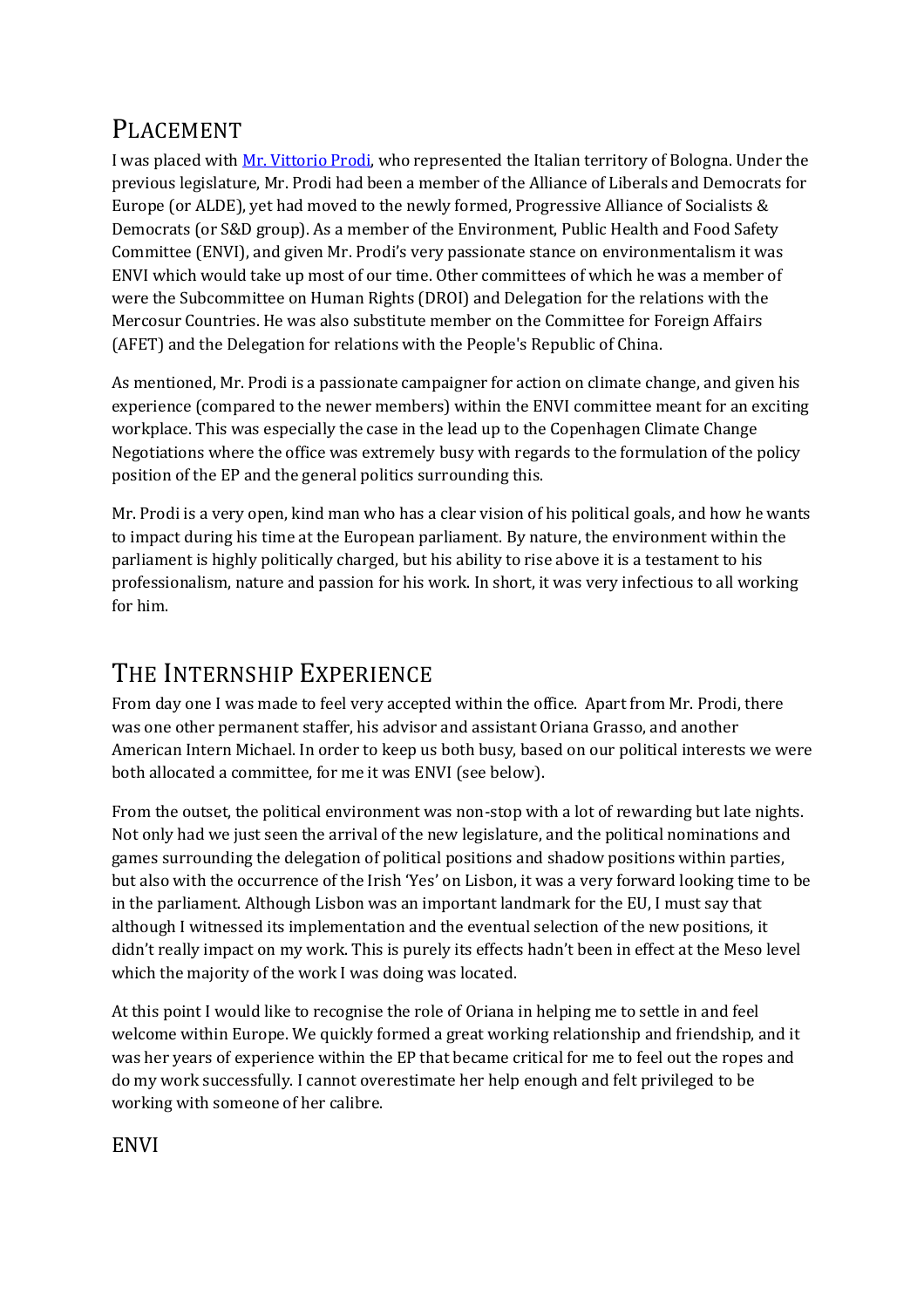## Placement

I was placed with [Mr. Vittorio Prodi](), who represented the Italian territory of Bologna. Under the previous legislature, Mr. Prodi had been a member of the Alliance of Liberals and Democrats for Europe (or ALDE), yet had moved to the newly formed, Progressive Alliance of Socialists & Democrats (or S&D group). As a member of the Environment, Public Health and Food Safety Committee (ENVI), and given Mr. Prodi's very passionate stance on environmentalism it was ENVI which would take up most of our time. Other committees of which he was a member of were the Subcommittee on Human Rights (DROI) and Delegation for the relations with the Mercosur Countries. He was also substitute member on the Committee for Foreign Affairs (AFET) and the Delegation for relations with the People's Republic of China.

As mentioned, Mr. Prodi is a passionate campaigner for action on climate change, and given his experience (compared to the newer members) within the ENVI committee meant for an exciting workplace. This was especially the case in the lead up to the Copenhagen Climate Change Negotiations where the office was extremely busy with regards to the formulation of the policy position of the EP and the general politics surrounding this.

Mr. Prodi is a very open, kind man who has a clear vision of his political goals, and how he wants to impact during his time at the European parliament. By nature, the environment within the parliament is highly politically charged, but his ability to rise above it is a testament to his professionalism, nature and passion for his work. In short, it was very infectious to all working for him.

## The Internship Experience

From day one I was made to feel very accepted within the office. Apart from Mr. Prodi, there was one other permanent staffer, his advisor and assistant Oriana Grasso, and another American Intern Michael. In order to keep us both busy, based on our political interests we were both allocated a committee, for me it was ENVI (see below).

From the outset, the political environment was non-stop with a lot of rewarding but late nights. Not only had we just seen the arrival of the new legislature, and the political nominations and games surrounding the delegation of political positions and shadow positions within parties, but also with the occurrence of the Irish 'Yes' on Lisbon, it was a very forward looking time to be in the parliament. Although Lisbon was an important landmark for the EU, I must say that although I witnessed its implementation and the eventual selection of the new positions, it didn't really impact on my work. This is purely its effects hadn't been in effect at the Meso level which the majority of the work I was doing was located.

At this point I would like to recognise the role of Oriana in helping me to settle in and feel welcome within Europe. We quickly formed a great working relationship and friendship, and it was her years of experience within the EP that became critical for me to feel out the ropes and do my work successfully. I cannot overestimate her help enough and felt privileged to be working with someone of her calibre.

### ENVI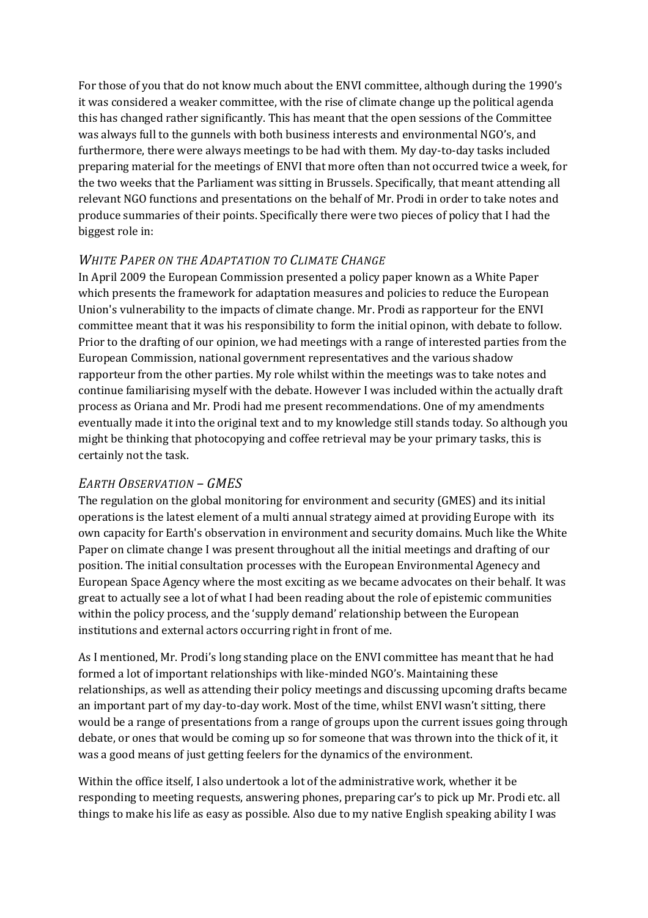For those of you that do not know much about the ENVI committee, although during the 1990's it was considered a weaker committee, with the rise of climate change up the political agenda this has changed rather significantly. This has meant that the open sessions of the Committee was always full to the gunnels with both business interests and environmental NGO's, and furthermore, there were always meetings to be had with them. My day-to-day tasks included preparing material for the meetings of ENVI that more often than not occurred twice a week, for the two weeks that the Parliament was sitting in Brussels. Specifically, that meant attending all relevant NGO functions and presentations on the behalf of Mr. Prodi in order to take notes and produce summaries of their points. Specifically there were two pieces of policy that I had the biggest role in:

### *WHITE PAPER ON THE ADAPTATION TO CLIMATE CHANGE*

In April 2009 the European Commission presented a policy paper known as a White Paper which presents the framework for adaptation measures and policies to reduce the European Union's vulnerability to the impacts of climate change. Mr. Prodi as rapporteur for the ENVI committee meant that it was his responsibility to form the initial opinon, with debate to follow. Prior to the drafting of our opinion, we had meetings with a range of interested parties from the European Commission, national government representatives and the various shadow rapporteur from the other parties. My role whilst within the meetings was to take notes and continue familiarising myself with the debate. However I was included within the actually draft process as Oriana and Mr. Prodi had me present recommendations. One of my amendments eventually made it into the original text and to my knowledge still stands today. So although you might be thinking that photocopying and coffee retrieval may be your primary tasks, this is certainly not the task.

### *EARTH OBSERVATION – GMES*

The regulation on the global monitoring for environment and security (GMES) and its initial operations is the latest element of a multi annual strategy aimed at providing Europe with its own capacity for Earth's observation in environment and security domains. Much like the White Paper on climate change I was present throughout all the initial meetings and drafting of our position. The initial consultation processes with the European Environmental Ageney and European Space Agency where the most exciting as we became advocates on their behalf. It was great to actually see a lot of what I had been reading about the role of epistemic communities within the policy process, and the 'supply demand' relationship between the European institutions and external actors occurring right in front of me.

As I mentioned, Mr. Prodi's long standing place on the ENVI committee has meant that he had formed a lot of important relationships with like-minded NGO's. Maintaining these relationships, as well as attending their policy meetings and discussing upcoming drafts became an important part of my day-to-day work. Most of the time, whilst ENVI wasn't sitting, there would be a range of presentations from a range of groups upon the current issues going through debate, or ones that would be coming up so for someone that was thrown into the thick of it, it was a good means of just getting feelers for the dynamics of the environment.

Within the office itself, I also undertook a lot of the administrative work, whether it be responding to meeting requests, answering phones, preparing car's to pick up Mr. Prodi etc. all things to make his life as easy as possible. Also due to my native English speaking ability I was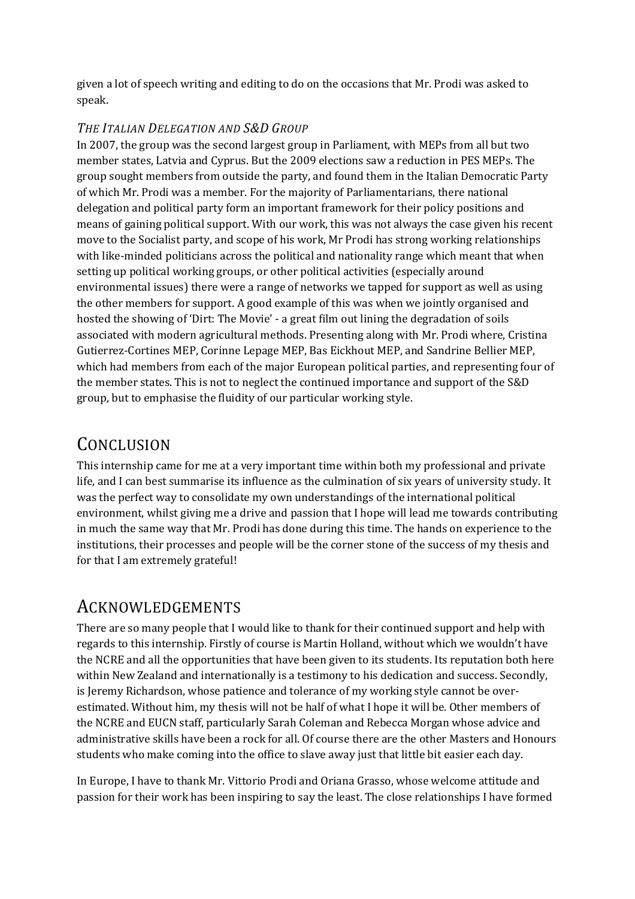given a lot of speech writing and editing to do on the occasions that Mr. Prodi was asked to speak.

### *The Italian Delegation and S&D Group*

In 2007, the group was the second largest group in Parliament, with MEPs from all but two member states, Latvia and Cyprus. But the 2009 elections saw a reduction in PES MEPs. The group sought members from outside the party, and found them in the Italian Democratic Party of which Mr. Prodi was a member. For the majority of Parliamentarians, there national delegation and political party form an important framework for their policy positions and means of gaining political support. With our work, this was not always the case given his recent move to the Socialist party, and scope of his work, Mr Prodi has strong working relationships with like-minded politicians across the political and nationality range which meant that when setting up political working groups, or other political activities (especially around environmental issues) there were a range of networks we tapped for support as well as using the other members for support. A good example of this was when we jointly organised and hosted the showing of 'Dirt: The Movie' - a great film out lining the degradation of soils associated with modern agricultural methods. Presenting along with Mr. Prodi where, Cristina Gutierrez-Cortines MEP, Corinne Lepage MEP, Bas Eickhout MEP, and Sandrine Bellier MEP, which had members from each of the major European political parties, and representing four of the member states. This is not to neglect the continued importance and support of the S&D group, but to emphasise the fluidity of our particular working style.

## Conclusion

This internship came for me at a very important time within both my professional and private life, and I can best summarise its influence as the culmination of six years of university study. It was the perfect way to consolidate my own understandings of the international political environment, whilst giving me a drive and passion that I hope will lead me towards contributing in much the same way that Mr. Prodi has done during this time. The hands on experience to the institutions, their processes and people will be the corner stone of the success of my thesis and for that I am extremely grateful!

## Acknowledgements

There are so many people that I would like to thank for their continued support and help with regards to this internship. Firstly of course is Martin Holland, without which we wouldn't have the NCRE and all the opportunities that have been given to its students. Its reputation both here within New Zealand and internationally is a testimony to his dedication and success. Secondly, is Jeremy Richardson, whose patience and tolerance of my working style cannot be over-estimated. Without him, my thesis will not be half of what I hope it will be. Other members of the NCRE and EUCN staff, particularly Sarah Coleman and Rebecca Morgan whose advice and administrative skills have been a rock for all. Of course there are the other Masters and Honours students who make coming into the office to slave away just that little bit easier each day.

In Europe, I have to thank Mr. Vittorio Prodi and Oriana Grasso, whose welcome attitude and passion for their work has been inspiring to say the least. The close relationships I have formed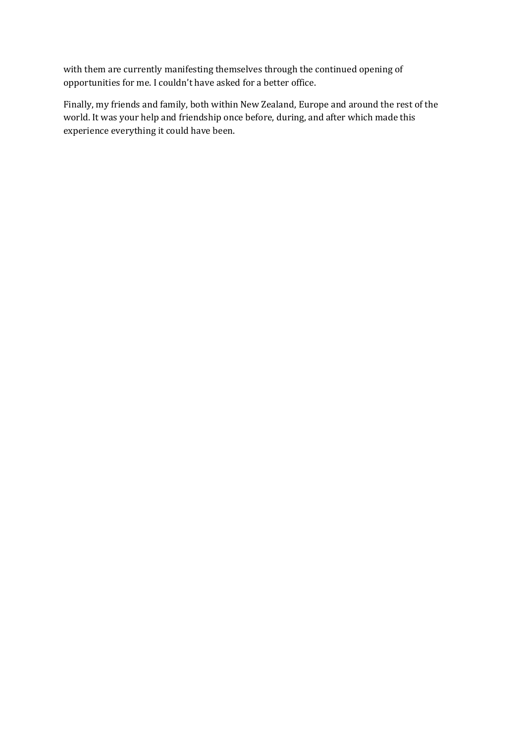with them are currently manifesting themselves through the continued opening of opportunities for me. I couldn't have asked for a better office.

Finally, my friends and family, both within New Zealand, Europe and around the rest of the world. It was your help and friendship once before, during, and after which made this experience everything it could have been.